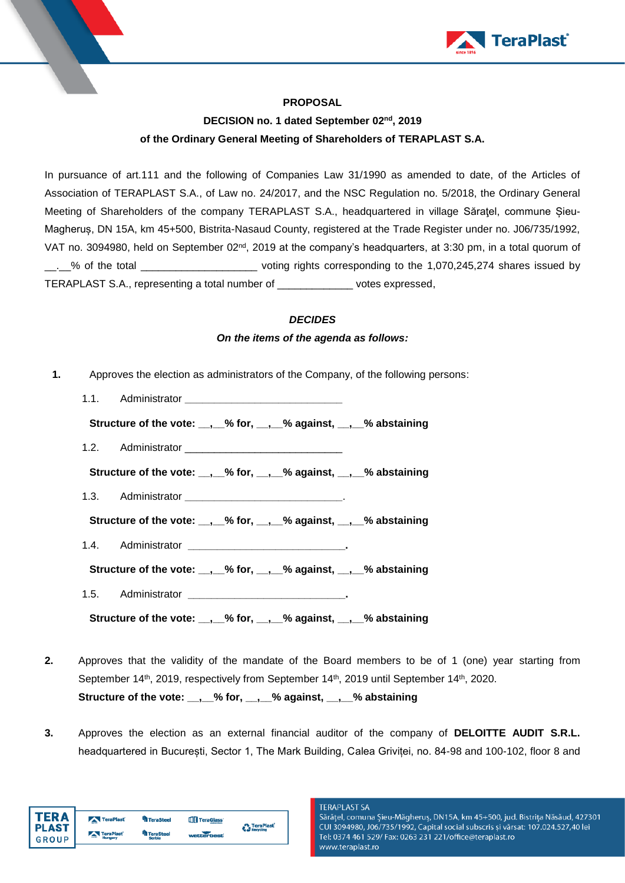**PROPOSAL**

**DECISION no. 1 dated September 02nd, 2019**

**of the Ordinary General Meeting of Shareholders of TERAPLAST S.A.**

In pursuance of art.111 and the following of Companies Law 31/1990 as amended to date, of the Articles of Association of TERAPLAST S.A., of Law no. 24/2017, and the NSC Regulation no. 5/2018, the Ordinary General Meeting of Shareholders of the company TERAPLAST S.A., headquartered in village Sărațel, commune Șieu-Magheruș, DN 15A, km 45+500, Bistrita-Nasaud County, registered at the Trade Register under no. J06/735/1992, VAT no. 3094980, held on September 02nd, 2019 at the company's headquarters, at 3:30 pm, in a total quorum of __.__% of the total ___________________ voting rights corresponding to the 1,070,245,274 shares issued by TERAPLAST S.A., representing a total number of ____________ votes expressed,

***DECIDES***

***On the items of the agenda as follows:***

**1.** Approves the election as administrators of the Company, of the following persons:

1.1. Administrator ___________________________

**Structure of the vote: __,__% for, __,__% against, __,__% abstaining**

1.2. Administrator ___________________________

**Structure of the vote: __,__% for, __,__% against, __,__% abstaining**

1.3. Administrator ___________________________.

**Structure of the vote: __,__% for, __,__% against, __,__% abstaining**

1.4. Administrator ___________________________**.**

**Structure of the vote: __,__% for, __,__% against, __,__% abstaining**

1.5. Administrator ___________________________**.**

**Structure of the vote: __,__% for, __,__% against, __,__% abstaining**

**2.** Approves that the validity of the mandate of the Board members to be of 1 (one) year starting from September 14th, 2019, respectively from September 14th, 2019 until September 14th, 2020.
**Structure of the vote: __,__% for, __,__% against, __,__% abstaining**

**3.** Approves the election as an external financial auditor of the company of **DELOITTE AUDIT S.R.L.** headquartered in București, Sector 1, The Mark Building, Calea Griviței, no. 84-98 and 100-102, floor 8 and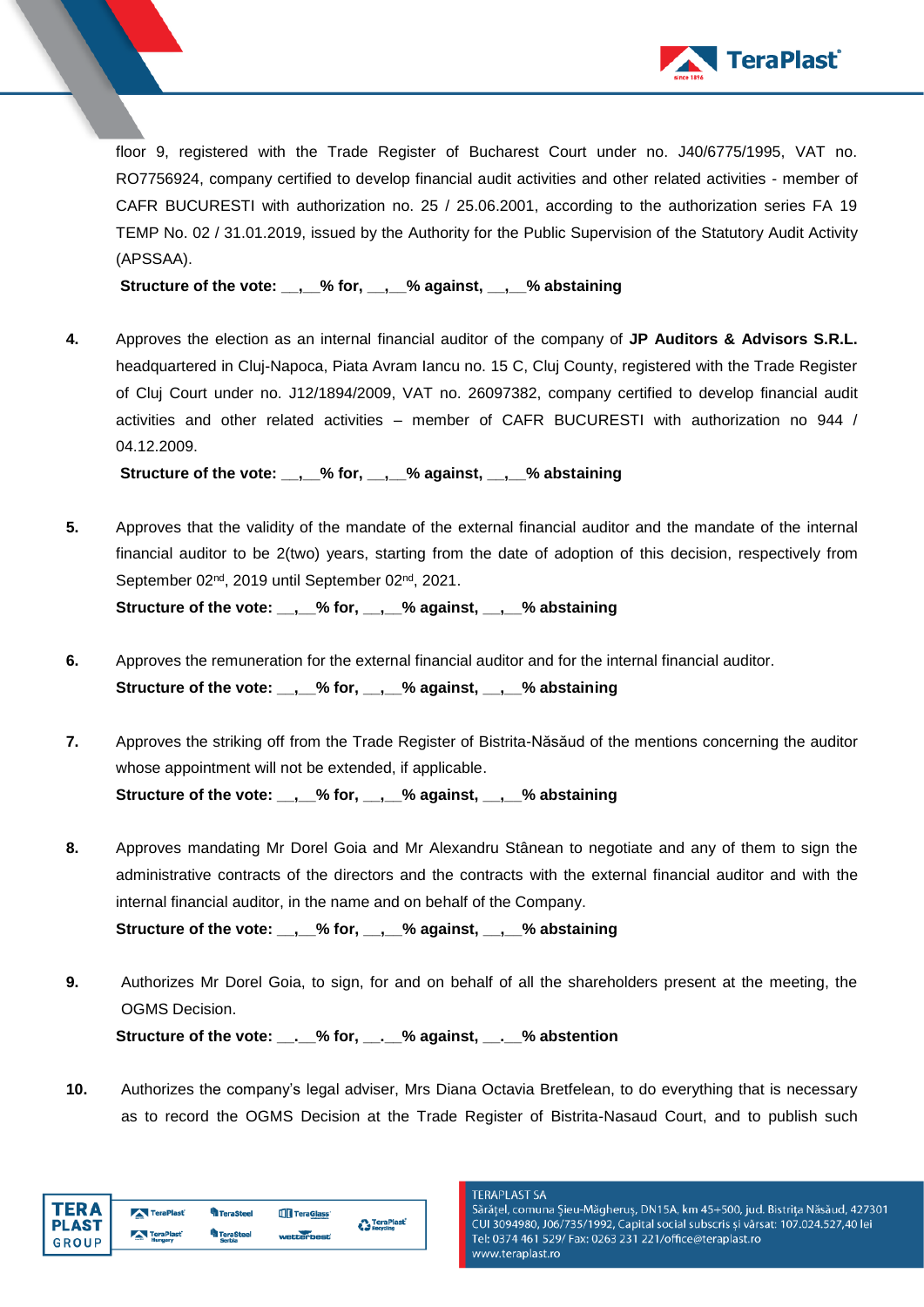floor 9, registered with the Trade Register of Bucharest Court under no. J40/6775/1995, VAT no. RO7756924, company certified to develop financial audit activities and other related activities - member of CAFR BUCURESTI with authorization no. 25 / 25.06.2001, according to the authorization series FA 19 TEMP No. 02 / 31.01.2019, issued by the Authority for the Public Supervision of the Statutory Audit Activity (APSSAA).

**Structure of the vote: __,__% for, __,__% against, __,__% abstaining**

4. Approves the election as an internal financial auditor of the company of **JP Auditors & Advisors S.R.L.** headquartered in Cluj-Napoca, Piata Avram Iancu no. 15 C, Cluj County, registered with the Trade Register of Cluj Court under no. J12/1894/2009, VAT no. 26097382, company certified to develop financial audit activities and other related activities – member of CAFR BUCURESTI with authorization no 944 / 04.12.2009.

   **Structure of the vote: __,__% for, __,__% against, __,__% abstaining**

5. Approves that the validity of the mandate of the external financial auditor and the mandate of the internal financial auditor to be 2(two) years, starting from the date of adoption of this decision, respectively from September 02nd, 2019 until September 02nd, 2021.

   **Structure of the vote: __,__% for, __,__% against, __,__% abstaining**

6. Approves the remuneration for the external financial auditor and for the internal financial auditor.

   **Structure of the vote: __,__% for, __,__% against, __,__% abstaining**

7. Approves the striking off from the Trade Register of Bistrita-Năsăud of the mentions concerning the auditor whose appointment will not be extended, if applicable.

   **Structure of the vote: __,__% for, __,__% against, __,__% abstaining**

8. Approves mandating Mr Dorel Goia and Mr Alexandru Stânean to negotiate and any of them to sign the administrative contracts of the directors and the contracts with the external financial auditor and with the internal financial auditor, in the name and on behalf of the Company.

   **Structure of the vote: __,__% for, __,__% against, __,__% abstaining**

9. Authorizes Mr Dorel Goia, to sign, for and on behalf of all the shareholders present at the meeting, the OGMS Decision.

   **Structure of the vote: __.__% for, __.__% against, __.__% abstention**

10. Authorizes the company's legal adviser, Mrs Diana Octavia Bretfelean, to do everything that is necessary as to record the OGMS Decision at the Trade Register of Bistrita-Nasaud Court, and to publish such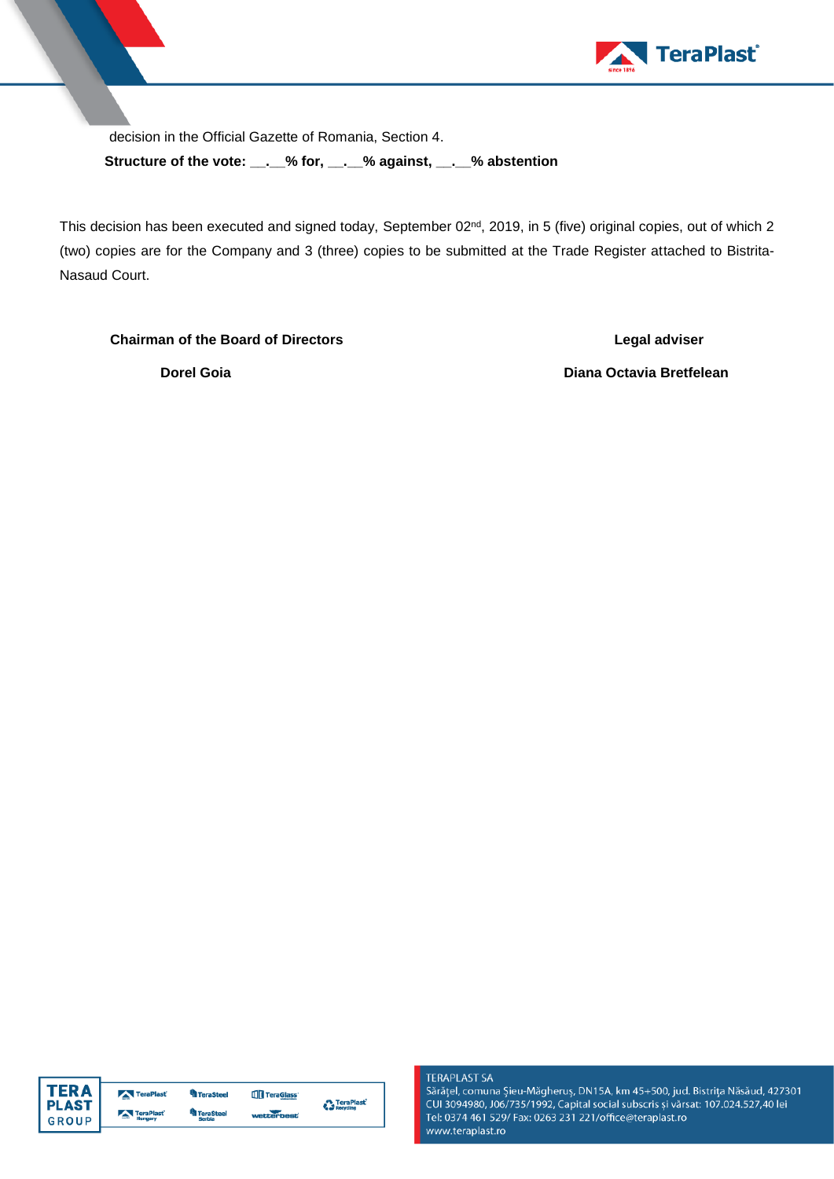decision in the Official Gazette of Romania, Section 4.

**Structure of the vote: __.__% for, __.__% against, __.__% abstention**

This decision has been executed and signed today, September 02nd, 2019, in 5 (five) original copies, out of which 2 (two) copies are for the Company and 3 (three) copies to be submitted at the Trade Register attached to Bistrita-Nasaud Court.

**Chairman of the Board of Directors**

**Dorel Goia**

**Legal adviser**

**Diana Octavia Bretfelean**